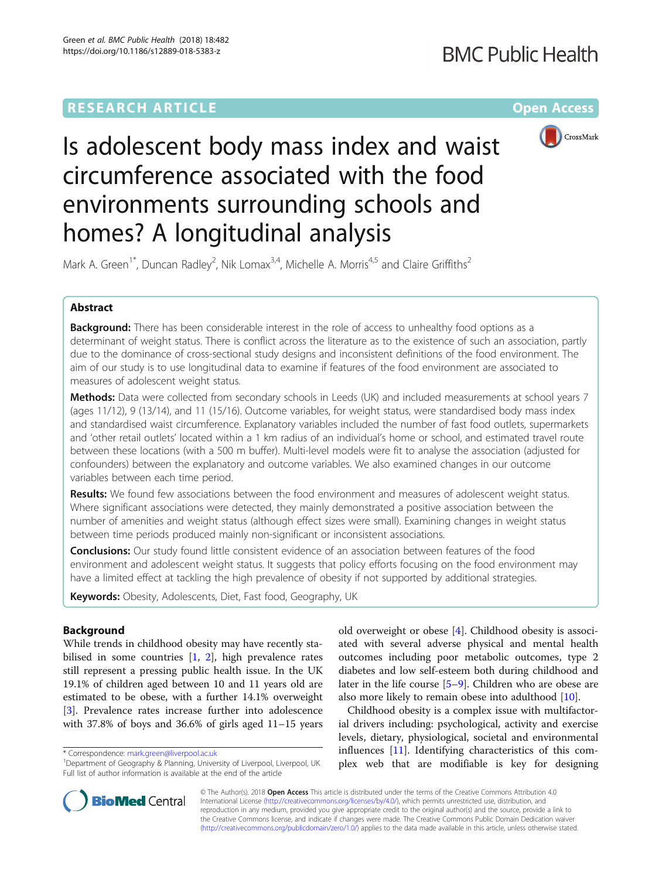RESEARCH ARTICLE

Open Access

# Is adolescent body mass index and waist circumference associated with the food environments surrounding schools and homes? A longitudinal analysis

Mark A. Green[1*], Duncan Radley[2], Nik Lomax[3,4], Michelle A. Morris[4,5] and Claire Griffiths[2]

## Abstract

**Background:** There has been considerable interest in the role of access to unhealthy food options as a determinant of weight status. There is conflict across the literature as to the existence of such an association, partly due to the dominance of cross-sectional study designs and inconsistent definitions of the food environment. The aim of our study is to use longitudinal data to examine if features of the food environment are associated to measures of adolescent weight status.

**Methods:** Data were collected from secondary schools in Leeds (UK) and included measurements at school years 7 (ages 11/12), 9 (13/14), and 11 (15/16). Outcome variables, for weight status, were standardised body mass index and standardised waist circumference. Explanatory variables included the number of fast food outlets, supermarkets and 'other retail outlets' located within a 1 km radius of an individual's home or school, and estimated travel route between these locations (with a 500 m buffer). Multi-level models were fit to analyse the association (adjusted for confounders) between the explanatory and outcome variables. We also examined changes in our outcome variables between each time period.

**Results:** We found few associations between the food environment and measures of adolescent weight status. Where significant associations were detected, they mainly demonstrated a positive association between the number of amenities and weight status (although effect sizes were small). Examining changes in weight status between time periods produced mainly non-significant or inconsistent associations.

**Conclusions:** Our study found little consistent evidence of an association between features of the food environment and adolescent weight status. It suggests that policy efforts focusing on the food environment may have a limited effect at tackling the high prevalence of obesity if not supported by additional strategies.

**Keywords:** Obesity, Adolescents, Diet, Fast food, Geography, UK

## Background

While trends in childhood obesity may have recently stabilised in some countries [1, 2], high prevalence rates still represent a pressing public health issue. In the UK 19.1% of children aged between 10 and 11 years old are estimated to be obese, with a further 14.1% overweight [3]. Prevalence rates increase further into adolescence with 37.8% of boys and 36.6% of girls aged 11–15 years old overweight or obese [4]. Childhood obesity is associated with several adverse physical and mental health outcomes including poor metabolic outcomes, type 2 diabetes and low self-esteem both during childhood and later in the life course [5–9]. Children who are obese are also more likely to remain obese into adulthood [10].

Childhood obesity is a complex issue with multifactorial drivers including: psychological, activity and exercise levels, dietary, physiological, societal and environmental influences [11]. Identifying characteristics of this complex web that are modifiable is key for designing

\* Correspondence: mark.green@liverpool.ac.uk
[1]Department of Geography & Planning, University of Liverpool, Liverpool, UK
Full list of author information is available at the end of the article

© The Author(s). 2018 **Open Access** This article is distributed under the terms of the Creative Commons Attribution 4.0 International License (http://creativecommons.org/licenses/by/4.0/), which permits unrestricted use, distribution, and reproduction in any medium, provided you give appropriate credit to the original author(s) and the source, provide a link to the Creative Commons license, and indicate if changes were made. The Creative Commons Public Domain Dedication waiver (http://creativecommons.org/publicdomain/zero/1.0/) applies to the data made available in this article, unless otherwise stated.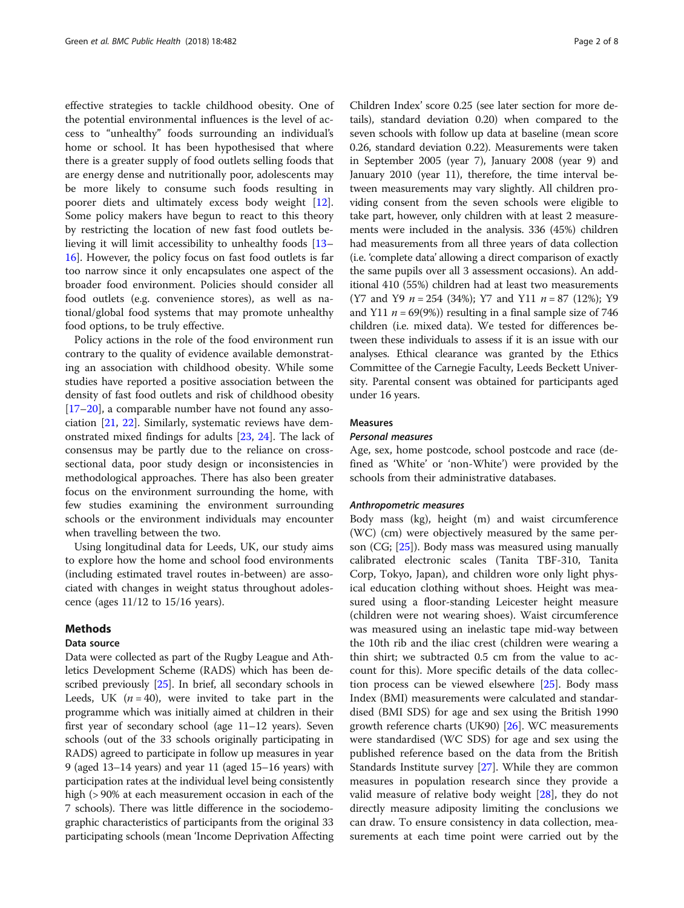effective strategies to tackle childhood obesity. One of the potential environmental influences is the level of access to "unhealthy" foods surrounding an individual's home or school. It has been hypothesised that where there is a greater supply of food outlets selling foods that are energy dense and nutritionally poor, adolescents may be more likely to consume such foods resulting in poorer diets and ultimately excess body weight [12]. Some policy makers have begun to react to this theory by restricting the location of new fast food outlets believing it will limit accessibility to unhealthy foods [13–16]. However, the policy focus on fast food outlets is far too narrow since it only encapsulates one aspect of the broader food environment. Policies should consider all food outlets (e.g. convenience stores), as well as national/global food systems that may promote unhealthy food options, to be truly effective.

Policy actions in the role of the food environment run contrary to the quality of evidence available demonstrating an association with childhood obesity. While some studies have reported a positive association between the density of fast food outlets and risk of childhood obesity [17–20], a comparable number have not found any association [21, 22]. Similarly, systematic reviews have demonstrated mixed findings for adults [23, 24]. The lack of consensus may be partly due to the reliance on cross-sectional data, poor study design or inconsistencies in methodological approaches. There has also been greater focus on the environment surrounding the home, with few studies examining the environment surrounding schools or the environment individuals may encounter when travelling between the two.

Using longitudinal data for Leeds, UK, our study aims to explore how the home and school food environments (including estimated travel routes in-between) are associated with changes in weight status throughout adolescence (ages 11/12 to 15/16 years).

## Methods

### Data source

Data were collected as part of the Rugby League and Athletics Development Scheme (RADS) which has been described previously [25]. In brief, all secondary schools in Leeds, UK ($n = 40$), were invited to take part in the programme which was initially aimed at children in their first year of secondary school (age 11–12 years). Seven schools (out of the 33 schools originally participating in RADS) agreed to participate in follow up measures in year 9 (aged 13–14 years) and year 11 (aged 15–16 years) with participation rates at the individual level being consistently high (> 90% at each measurement occasion in each of the 7 schools). There was little difference in the sociodemographic characteristics of participants from the original 33 participating schools (mean 'Income Deprivation Affecting Children Index' score 0.25 (see later section for more details), standard deviation 0.20) when compared to the seven schools with follow up data at baseline (mean score 0.26, standard deviation 0.22). Measurements were taken in September 2005 (year 7), January 2008 (year 9) and January 2010 (year 11), therefore, the time interval between measurements may vary slightly. All children providing consent from the seven schools were eligible to take part, however, only children with at least 2 measurements were included in the analysis. 336 (45%) children had measurements from all three years of data collection (i.e. 'complete data' allowing a direct comparison of exactly the same pupils over all 3 assessment occasions). An additional 410 (55%) children had at least two measurements (Y7 and Y9 $n = 254$ (34%); Y7 and Y11 $n = 87$ (12%); Y9 and Y11 $n = 69$(9%)) resulting in a final sample size of 746 children (i.e. mixed data). We tested for differences between these individuals to assess if it is an issue with our analyses. Ethical clearance was granted by the Ethics Committee of the Carnegie Faculty, Leeds Beckett University. Parental consent was obtained for participants aged under 16 years.

### Measures

#### *Personal measures*

Age, sex, home postcode, school postcode and race (defined as 'White' or 'non-White') were provided by the schools from their administrative databases.

#### *Anthropometric measures*

Body mass (kg), height (m) and waist circumference (WC) (cm) were objectively measured by the same person (CG; [25]). Body mass was measured using manually calibrated electronic scales (Tanita TBF-310, Tanita Corp, Tokyo, Japan), and children wore only light physical education clothing without shoes. Height was measured using a floor-standing Leicester height measure (children were not wearing shoes). Waist circumference was measured using an inelastic tape mid-way between the 10th rib and the iliac crest (children were wearing a thin shirt; we subtracted 0.5 cm from the value to account for this). More specific details of the data collection process can be viewed elsewhere [25]. Body mass Index (BMI) measurements were calculated and standardised (BMI SDS) for age and sex using the British 1990 growth reference charts (UK90) [26]. WC measurements were standardised (WC SDS) for age and sex using the published reference based on the data from the British Standards Institute survey [27]. While they are common measures in population research since they provide a valid measure of relative body weight [28], they do not directly measure adiposity limiting the conclusions we can draw. To ensure consistency in data collection, measurements at each time point were carried out by the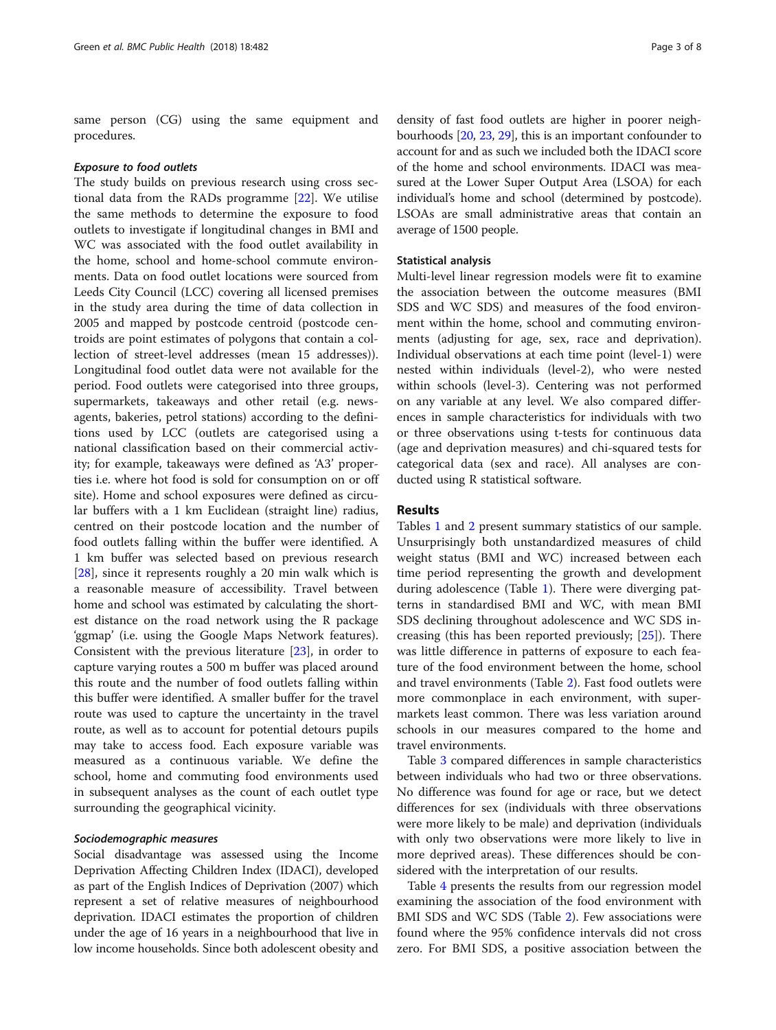same person (CG) using the same equipment and procedures.

#### *Exposure to food outlets*

The study builds on previous research using cross sectional data from the RADs programme [22]. We utilise the same methods to determine the exposure to food outlets to investigate if longitudinal changes in BMI and WC was associated with the food outlet availability in the home, school and home-school commute environments. Data on food outlet locations were sourced from Leeds City Council (LCC) covering all licensed premises in the study area during the time of data collection in 2005 and mapped by postcode centroid (postcode centroids are point estimates of polygons that contain a collection of street-level addresses (mean 15 addresses)). Longitudinal food outlet data were not available for the period. Food outlets were categorised into three groups, supermarkets, takeaways and other retail (e.g. newsagents, bakeries, petrol stations) according to the definitions used by LCC (outlets are categorised using a national classification based on their commercial activity; for example, takeaways were defined as 'A3' properties i.e. where hot food is sold for consumption on or off site). Home and school exposures were defined as circular buffers with a 1 km Euclidean (straight line) radius, centred on their postcode location and the number of food outlets falling within the buffer were identified. A 1 km buffer was selected based on previous research [28], since it represents roughly a 20 min walk which is a reasonable measure of accessibility. Travel between home and school was estimated by calculating the shortest distance on the road network using the R package 'ggmap' (i.e. using the Google Maps Network features). Consistent with the previous literature [23], in order to capture varying routes a 500 m buffer was placed around this route and the number of food outlets falling within this buffer were identified. A smaller buffer for the travel route was used to capture the uncertainty in the travel route, as well as to account for potential detours pupils may take to access food. Each exposure variable was measured as a continuous variable. We define the school, home and commuting food environments used in subsequent analyses as the count of each outlet type surrounding the geographical vicinity.

#### *Sociodemographic measures*

Social disadvantage was assessed using the Income Deprivation Affecting Children Index (IDACI), developed as part of the English Indices of Deprivation (2007) which represent a set of relative measures of neighbourhood deprivation. IDACI estimates the proportion of children under the age of 16 years in a neighbourhood that live in low income households. Since both adolescent obesity and density of fast food outlets are higher in poorer neighbourhoods [20, 23, 29], this is an important confounder to account for and as such we included both the IDACI score of the home and school environments. IDACI was measured at the Lower Super Output Area (LSOA) for each individual's home and school (determined by postcode). LSOAs are small administrative areas that contain an average of 1500 people.

#### Statistical analysis

Multi-level linear regression models were fit to examine the association between the outcome measures (BMI SDS and WC SDS) and measures of the food environment within the home, school and commuting environments (adjusting for age, sex, race and deprivation). Individual observations at each time point (level-1) were nested within individuals (level-2), who were nested within schools (level-3). Centering was not performed on any variable at any level. We also compared differences in sample characteristics for individuals with two or three observations using t-tests for continuous data (age and deprivation measures) and chi-squared tests for categorical data (sex and race). All analyses are conducted using R statistical software.

## Results

Tables 1 and 2 present summary statistics of our sample. Unsurprisingly both unstandardized measures of child weight status (BMI and WC) increased between each time period representing the growth and development during adolescence (Table 1). There were diverging patterns in standardised BMI and WC, with mean BMI SDS declining throughout adolescence and WC SDS increasing (this has been reported previously; [25]). There was little difference in patterns of exposure to each feature of the food environment between the home, school and travel environments (Table 2). Fast food outlets were more commonplace in each environment, with supermarkets least common. There was less variation around schools in our measures compared to the home and travel environments.

Table 3 compared differences in sample characteristics between individuals who had two or three observations. No difference was found for age or race, but we detect differences for sex (individuals with three observations were more likely to be male) and deprivation (individuals with only two observations were more likely to live in more deprived areas). These differences should be considered with the interpretation of our results.

Table 4 presents the results from our regression model examining the association of the food environment with BMI SDS and WC SDS (Table 2). Few associations were found where the 95% confidence intervals did not cross zero. For BMI SDS, a positive association between the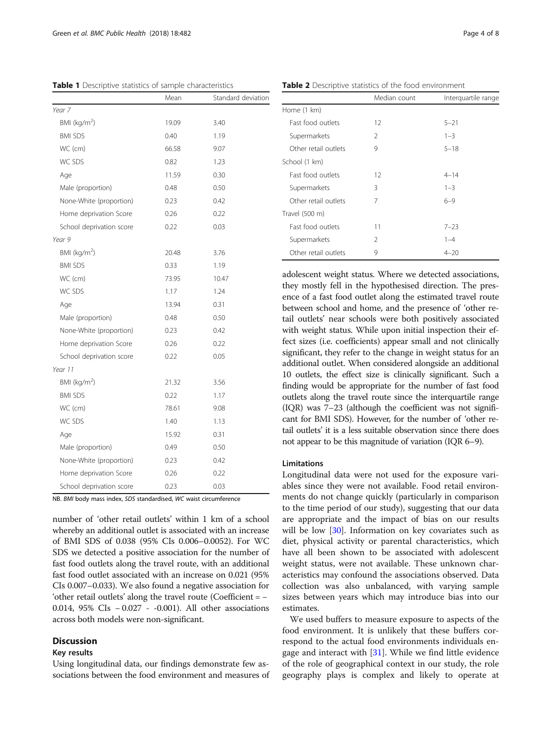**Table 1** Descriptive statistics of sample characteristics

| | Mean | Standard deviation |
|---|---|---|
| *Year 7* | | |
| BMI (kg/m$^2$) | 19.09 | 3.40 |
| BMI SDS | 0.40 | 1.19 |
| WC (cm) | 66.58 | 9.07 |
| WC SDS | 0.82 | 1.23 |
| Age | 11.59 | 0.30 |
| Male (proportion) | 0.48 | 0.50 |
| None-White (proportion) | 0.23 | 0.42 |
| Home deprivation Score | 0.26 | 0.22 |
| School deprivation score | 0.22 | 0.03 |
| *Year 9* | | |
| BMI (kg/m$^2$) | 20.48 | 3.76 |
| BMI SDS | 0.33 | 1.19 |
| WC (cm) | 73.95 | 10.47 |
| WC SDS | 1.17 | 1.24 |
| Age | 13.94 | 0.31 |
| Male (proportion) | 0.48 | 0.50 |
| None-White (proportion) | 0.23 | 0.42 |
| Home deprivation Score | 0.26 | 0.22 |
| School deprivation score | 0.22 | 0.05 |
| *Year 11* | | |
| BMI (kg/m$^2$) | 21.32 | 3.56 |
| BMI SDS | 0.22 | 1.17 |
| WC (cm) | 78.61 | 9.08 |
| WC SDS | 1.40 | 1.13 |
| Age | 15.92 | 0.31 |
| Male (proportion) | 0.49 | 0.50 |
| None-White (proportion) | 0.23 | 0.42 |
| Home deprivation Score | 0.26 | 0.22 |
| School deprivation score | 0.23 | 0.03 |

NB. *BMI* body mass index, *SDS* standardised, *WC* waist circumference

number of 'other retail outlets' within 1 km of a school whereby an additional outlet is associated with an increase of BMI SDS of 0.038 (95% CIs 0.006–0.0052). For WC SDS we detected a positive association for the number of fast food outlets along the travel route, with an additional fast food outlet associated with an increase on 0.021 (95% CIs 0.007–0.033). We also found a negative association for 'other retail outlets' along the travel route (Coefficient = − 0.014, 95% CIs − 0.027 - -0.001). All other associations across both models were non-significant.

## Discussion

### Key results

Using longitudinal data, our findings demonstrate few associations between the food environment and measures of adolescent weight status. Where we detected associations, they mostly fell in the hypothesised direction. The presence of a fast food outlet along the estimated travel route between school and home, and the presence of 'other retail outlets' near schools were both positively associated with weight status. While upon initial inspection their effect sizes (i.e. coefficients) appear small and not clinically significant, they refer to the change in weight status for an additional outlet. When considered alongside an additional 10 outlets, the effect size is clinically significant. Such a finding would be appropriate for the number of fast food outlets along the travel route since the interquartile range (IQR) was 7–23 (although the coefficient was not significant for BMI SDS). However, for the number of 'other retail outlets' it is a less suitable observation since there does not appear to be this magnitude of variation (IQR 6–9).

**Table 2** Descriptive statistics of the food environment

| | Median count | Interquartile range |
|---|---|---|
| Home (1 km) | | |
| Fast food outlets | 12 | 5–21 |
| Supermarkets | 2 | 1–3 |
| Other retail outlets | 9 | 5–18 |
| School (1 km) | | |
| Fast food outlets | 12 | 4–14 |
| Supermarkets | 3 | 1–3 |
| Other retail outlets | 7 | 6–9 |
| Travel (500 m) | | |
| Fast food outlets | 11 | 7–23 |
| Supermarkets | 2 | 1–4 |
| Other retail outlets | 9 | 4–20 |

### Limitations

Longitudinal data were not used for the exposure variables since they were not available. Food retail environments do not change quickly (particularly in comparison to the time period of our study), suggesting that our data are appropriate and the impact of bias on our results will be low [30]. Information on key covariates such as diet, physical activity or parental characteristics, which have all been shown to be associated with adolescent weight status, were not available. These unknown characteristics may confound the associations observed. Data collection was also unbalanced, with varying sample sizes between years which may introduce bias into our estimates.

We used buffers to measure exposure to aspects of the food environment. It is unlikely that these buffers correspond to the actual food environments individuals engage and interact with [31]. While we find little evidence of the role of geographical context in our study, the role geography plays is complex and likely to operate at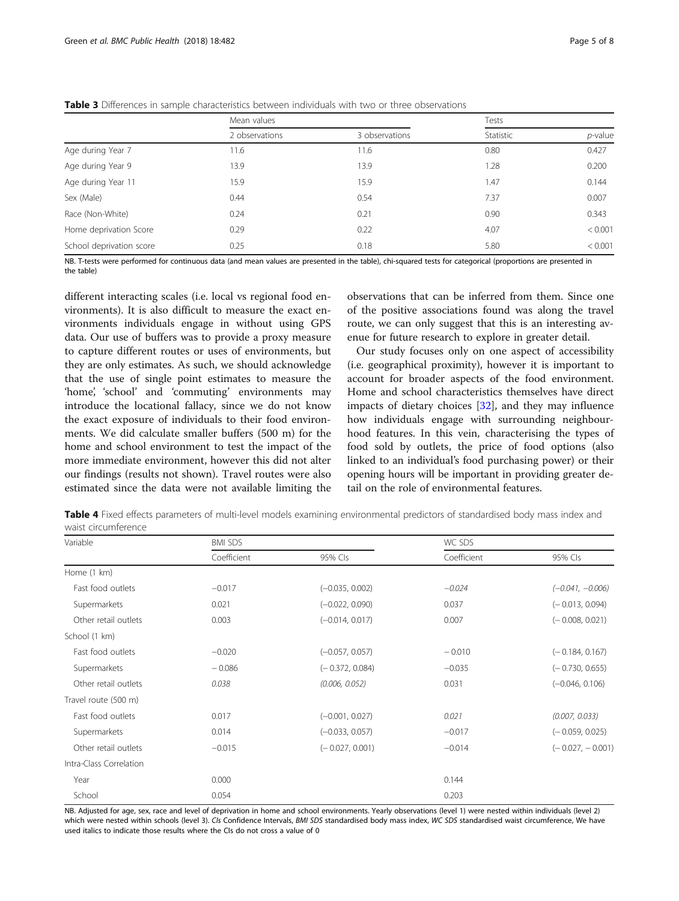**Table 3** Differences in sample characteristics between individuals with two or three observations

| | Mean values | | Tests | |
|---|---|---|---|---|
| | 2 observations | 3 observations | Statistic | *p*-value |
| Age during Year 7 | 11.6 | 11.6 | 0.80 | 0.427 |
| Age during Year 9 | 13.9 | 13.9 | 1.28 | 0.200 |
| Age during Year 11 | 15.9 | 15.9 | 1.47 | 0.144 |
| Sex (Male) | 0.44 | 0.54 | 7.37 | 0.007 |
| Race (Non-White) | 0.24 | 0.21 | 0.90 | 0.343 |
| Home deprivation Score | 0.29 | 0.22 | 4.07 | < 0.001 |
| School deprivation score | 0.25 | 0.18 | 5.80 | < 0.001 |

NB. T-tests were performed for continuous data (and mean values are presented in the table), chi-squared tests for categorical (proportions are presented in the table)

different interacting scales (i.e. local vs regional food environments). It is also difficult to measure the exact environments individuals engage in without using GPS data. Our use of buffers was to provide a proxy measure to capture different routes or uses of environments, but they are only estimates. As such, we should acknowledge that the use of single point estimates to measure the 'home', 'school' and 'commuting' environments may introduce the locational fallacy, since we do not know the exact exposure of individuals to their food environments. We did calculate smaller buffers (500 m) for the home and school environment to test the impact of the more immediate environment, however this did not alter our findings (results not shown). Travel routes were also estimated since the data were not available limiting the observations that can be inferred from them. Since one of the positive associations found was along the travel route, we can only suggest that this is an interesting avenue for future research to explore in greater detail.

Our study focuses only on one aspect of accessibility (i.e. geographical proximity), however it is important to account for broader aspects of the food environment. Home and school characteristics themselves have direct impacts of dietary choices [32], and they may influence how individuals engage with surrounding neighbourhood features. In this vein, characterising the types of food sold by outlets, the price of food options (also linked to an individual's food purchasing power) or their opening hours will be important in providing greater detail on the role of environmental features.

**Table 4** Fixed effects parameters of multi-level models examining environmental predictors of standardised body mass index and waist circumference

| Variable | BMI SDS | | WC SDS | |
|---|---|---|---|---|
| | Coefficient | 95% CIs | Coefficient | 95% CIs |
| Home (1 km) | | | | |
| Fast food outlets | −0.017 | (−0.035, 0.002) | *−0.024* | *(−0.041, −0.006)* |
| Supermarkets | 0.021 | (−0.022, 0.090) | 0.037 | (− 0.013, 0.094) |
| Other retail outlets | 0.003 | (−0.014, 0.017) | 0.007 | (− 0.008, 0.021) |
| School (1 km) | | | | |
| Fast food outlets | −0.020 | (−0.057, 0.057) | − 0.010 | (− 0.184, 0.167) |
| Supermarkets | − 0.086 | (− 0.372, 0.084) | −0.035 | (− 0.730, 0.655) |
| Other retail outlets | *0.038* | *(0.006, 0.052)* | 0.031 | (−0.046, 0.106) |
| Travel route (500 m) | | | | |
| Fast food outlets | 0.017 | (−0.001, 0.027) | *0.021* | *(0.007, 0.033)* |
| Supermarkets | 0.014 | (−0.033, 0.057) | −0.017 | (− 0.059, 0.025) |
| Other retail outlets | −0.015 | (− 0.027, 0.001) | −0.014 | (− 0.027, − 0.001) |
| Intra-Class Correlation | | | | |
| Year | 0.000 | | 0.144 | |
| School | 0.054 | | 0.203 | |

NB. Adjusted for age, sex, race and level of deprivation in home and school environments. Yearly observations (level 1) were nested within individuals (level 2) which were nested within schools (level 3). *CIs* Confidence Intervals, *BMI SDS* standardised body mass index, *WC SDS* standardised waist circumference, We have used italics to indicate those results where the CIs do not cross a value of 0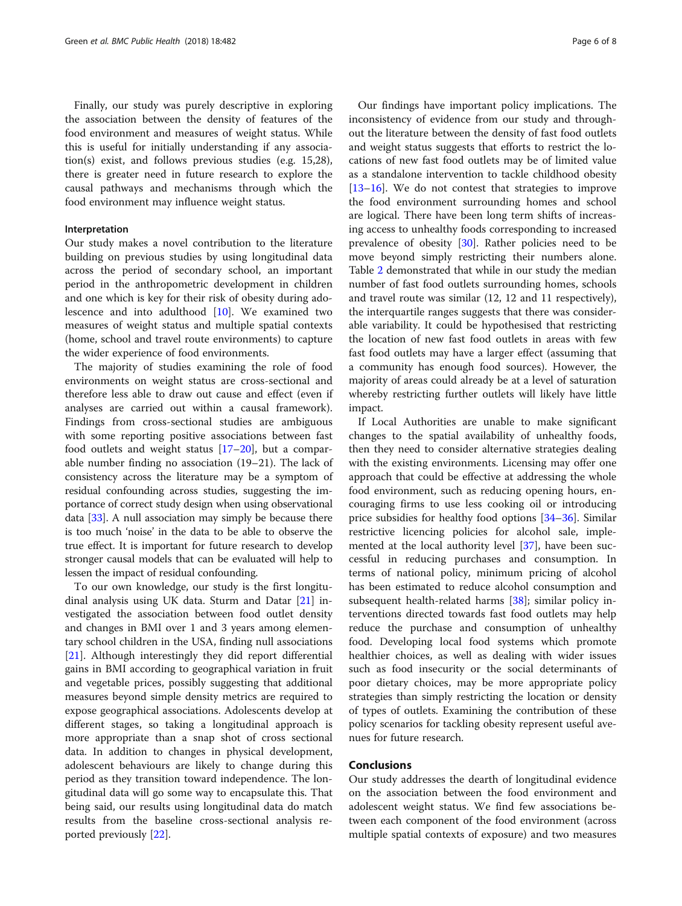Finally, our study was purely descriptive in exploring the association between the density of features of the food environment and measures of weight status. While this is useful for initially understanding if any association(s) exist, and follows previous studies (e.g. 15,28), there is greater need in future research to explore the causal pathways and mechanisms through which the food environment may influence weight status.

### Interpretation

Our study makes a novel contribution to the literature building on previous studies by using longitudinal data across the period of secondary school, an important period in the anthropometric development in children and one which is key for their risk of obesity during adolescence and into adulthood [10]. We examined two measures of weight status and multiple spatial contexts (home, school and travel route environments) to capture the wider experience of food environments.

The majority of studies examining the role of food environments on weight status are cross-sectional and therefore less able to draw out cause and effect (even if analyses are carried out within a causal framework). Findings from cross-sectional studies are ambiguous with some reporting positive associations between fast food outlets and weight status [17–20], but a comparable number finding no association (19–21). The lack of consistency across the literature may be a symptom of residual confounding across studies, suggesting the importance of correct study design when using observational data [33]. A null association may simply be because there is too much 'noise' in the data to be able to observe the true effect. It is important for future research to develop stronger causal models that can be evaluated will help to lessen the impact of residual confounding.

To our own knowledge, our study is the first longitudinal analysis using UK data. Sturm and Datar [21] investigated the association between food outlet density and changes in BMI over 1 and 3 years among elementary school children in the USA, finding null associations [21]. Although interestingly they did report differential gains in BMI according to geographical variation in fruit and vegetable prices, possibly suggesting that additional measures beyond simple density metrics are required to expose geographical associations. Adolescents develop at different stages, so taking a longitudinal approach is more appropriate than a snap shot of cross sectional data. In addition to changes in physical development, adolescent behaviours are likely to change during this period as they transition toward independence. The longitudinal data will go some way to encapsulate this. That being said, our results using longitudinal data do match results from the baseline cross-sectional analysis reported previously [22].

Our findings have important policy implications. The inconsistency of evidence from our study and throughout the literature between the density of fast food outlets and weight status suggests that efforts to restrict the locations of new fast food outlets may be of limited value as a standalone intervention to tackle childhood obesity [13–16]. We do not contest that strategies to improve the food environment surrounding homes and school are logical. There have been long term shifts of increasing access to unhealthy foods corresponding to increased prevalence of obesity [30]. Rather policies need to be move beyond simply restricting their numbers alone. Table 2 demonstrated that while in our study the median number of fast food outlets surrounding homes, schools and travel route was similar (12, 12 and 11 respectively), the interquartile ranges suggests that there was considerable variability. It could be hypothesised that restricting the location of new fast food outlets in areas with few fast food outlets may have a larger effect (assuming that a community has enough food sources). However, the majority of areas could already be at a level of saturation whereby restricting further outlets will likely have little impact.

If Local Authorities are unable to make significant changes to the spatial availability of unhealthy foods, then they need to consider alternative strategies dealing with the existing environments. Licensing may offer one approach that could be effective at addressing the whole food environment, such as reducing opening hours, encouraging firms to use less cooking oil or introducing price subsidies for healthy food options [34–36]. Similar restrictive licencing policies for alcohol sale, implemented at the local authority level [37], have been successful in reducing purchases and consumption. In terms of national policy, minimum pricing of alcohol has been estimated to reduce alcohol consumption and subsequent health-related harms [38]; similar policy interventions directed towards fast food outlets may help reduce the purchase and consumption of unhealthy food. Developing local food systems which promote healthier choices, as well as dealing with wider issues such as food insecurity or the social determinants of poor dietary choices, may be more appropriate policy strategies than simply restricting the location or density of types of outlets. Examining the contribution of these policy scenarios for tackling obesity represent useful avenues for future research.

## Conclusions

Our study addresses the dearth of longitudinal evidence on the association between the food environment and adolescent weight status. We find few associations between each component of the food environment (across multiple spatial contexts of exposure) and two measures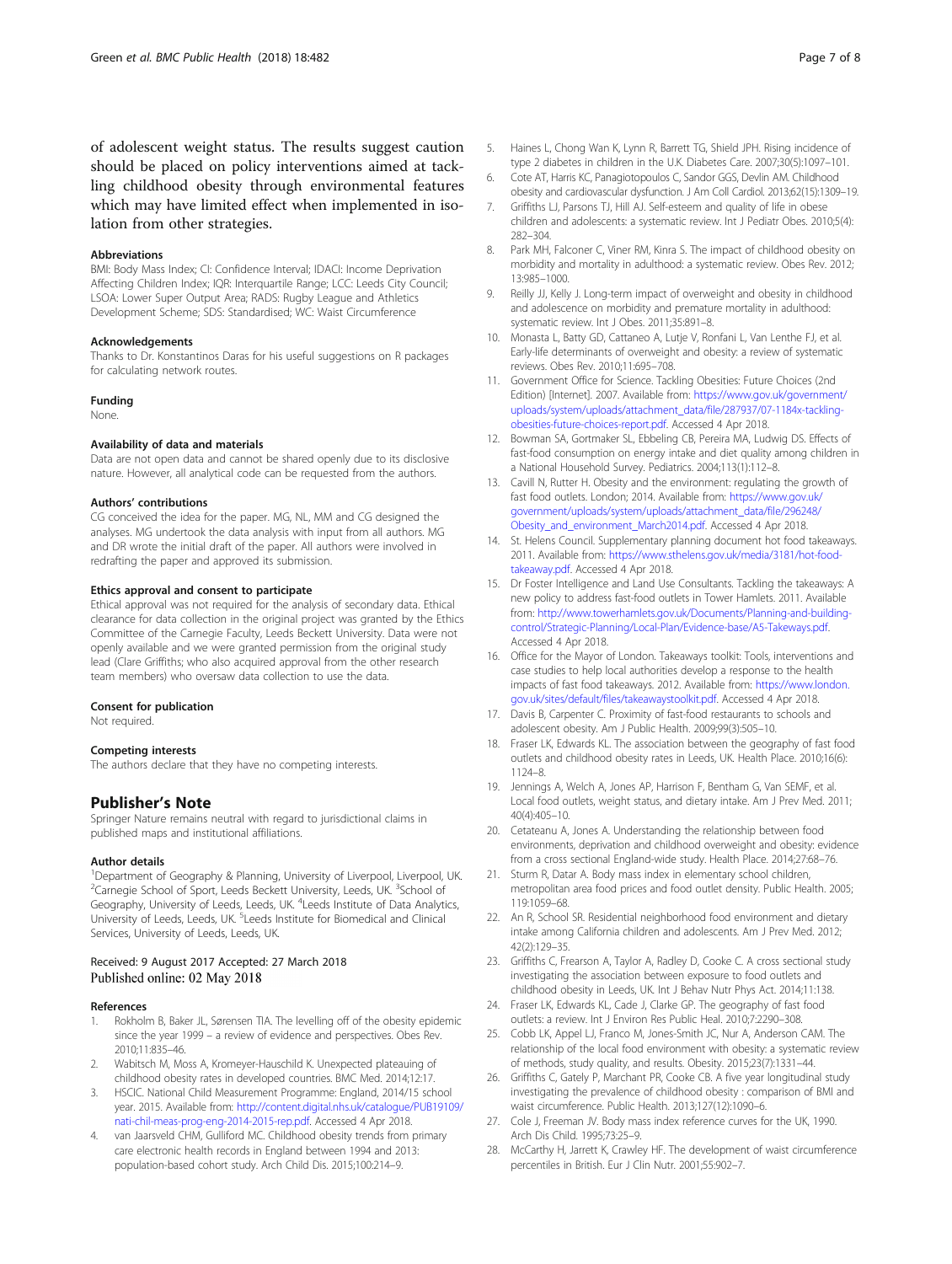of adolescent weight status. The results suggest caution should be placed on policy interventions aimed at tackling childhood obesity through environmental features which may have limited effect when implemented in isolation from other strategies.

### Abbreviations

BMI: Body Mass Index; CI: Confidence Interval; IDACI: Income Deprivation Affecting Children Index; IQR: Interquartile Range; LCC: Leeds City Council; LSOA: Lower Super Output Area; RADS: Rugby League and Athletics Development Scheme; SDS: Standardised; WC: Waist Circumference

### Acknowledgements

Thanks to Dr. Konstantinos Daras for his useful suggestions on R packages for calculating network routes.

### Funding

None.

### Availability of data and materials

Data are not open data and cannot be shared openly due to its disclosive nature. However, all analytical code can be requested from the authors.

### Authors' contributions

CG conceived the idea for the paper. MG, NL, MM and CG designed the analyses. MG undertook the data analysis with input from all authors. MG and DR wrote the initial draft of the paper. All authors were involved in redrafting the paper and approved its submission.

### Ethics approval and consent to participate

Ethical approval was not required for the analysis of secondary data. Ethical clearance for data collection in the original project was granted by the Ethics Committee of the Carnegie Faculty, Leeds Beckett University. Data were not openly available and we were granted permission from the original study lead (Clare Griffiths; who also acquired approval from the other research team members) who oversaw data collection to use the data.

### Consent for publication

Not required.

### Competing interests

The authors declare that they have no competing interests.

## Publisher's Note

Springer Nature remains neutral with regard to jurisdictional claims in published maps and institutional affiliations.

### Author details

[1]Department of Geography & Planning, University of Liverpool, Liverpool, UK. [2]Carnegie School of Sport, Leeds Beckett University, Leeds, UK. [3]School of Geography, University of Leeds, Leeds, UK. [4]Leeds Institute of Data Analytics, University of Leeds, Leeds, UK. [5]Leeds Institute for Biomedical and Clinical Services, University of Leeds, Leeds, UK.

Received: 9 August 2017 Accepted: 27 March 2018
Published online: 02 May 2018

### References

1. Rokholm B, Baker JL, Sørensen TIA. The levelling off of the obesity epidemic since the year 1999 – a review of evidence and perspectives. Obes Rev. 2010;11:835–46.
2. Wabitsch M, Moss A, Kromeyer-Hauschild K. Unexpected plateauing of childhood obesity rates in developed countries. BMC Med. 2014;12:17.
3. HSCIC. National Child Measurement Programme: England, 2014/15 school year. 2015. Available from: http://content.digital.nhs.uk/catalogue/PUB19109/nati-chil-meas-prog-eng-2014-2015-rep.pdf. Accessed 4 Apr 2018.
4. van Jaarsveld CHM, Gulliford MC. Childhood obesity trends from primary care electronic health records in England between 1994 and 2013: population-based cohort study. Arch Dis Child. 2015;100:214–9.
5. Haines L, Chong Wan K, Lynn R, Barrett TG, Shield JPH. Rising incidence of type 2 diabetes in children in the U.K. Diabetes Care. 2007;30(5):1097–101.
6. Cote AT, Harris KC, Panagiotopoulos C, Sandor GGS, Devlin AM. Childhood obesity and cardiovascular dysfunction. J Am Coll Cardiol. 2013;62(15):1309–19.
7. Griffiths LJ, Parsons TJ, Hill AJ. Self-esteem and quality of life in obese children and adolescents: a systematic review. Int J Pediatr Obes. 2010;5(4):282–304.
8. Park MH, Falconer C, Viner RM, Kinra S. The impact of childhood obesity on morbidity and mortality in adulthood: a systematic review. Obes Rev. 2012;13:985–1000.
9. Reilly JJ, Kelly J. Long-term impact of overweight and obesity in childhood and adolescence on morbidity and premature mortality in adulthood: systematic review. Int J Obes. 2011;35:891–8.
10. Monasta L, Batty GD, Cattaneo A, Lutje V, Ronfani L, Van Lenthe FJ, et al. Early-life determinants of overweight and obesity: a review of systematic reviews. Obes Rev. 2010;11:695–708.
11. Government Office for Science. Tackling Obesities: Future Choices (2nd Edition) [Internet]. 2007. Available from: https://www.gov.uk/government/uploads/system/uploads/attachment_data/file/287937/07-1184x-tackling-obesities-future-choices-report.pdf. Accessed 4 Apr 2018.
12. Bowman SA, Gortmaker SL, Ebbeling CB, Pereira MA, Ludwig DS. Effects of fast-food consumption on energy intake and diet quality among children in a National Household Survey. Pediatrics. 2004;113(1):112–8.
13. Cavill N, Rutter H. Obesity and the environment: regulating the growth of fast food outlets. London; 2014. Available from: https://www.gov.uk/government/uploads/system/uploads/attachment_data/file/296248/Obesity_and_environment_March2014.pdf. Accessed 4 Apr 2018.
14. St. Helens Council. Supplementary planning document hot food takeaways. 2011. Available from: https://www.sthelens.gov.uk/media/3181/hot-food-takeaway.pdf. Accessed 4 Apr 2018.
15. Dr Foster Intelligence and Land Use Consultants. Tackling the takeaways: A new policy to address fast-food outlets in Tower Hamlets. 2011. Available from: http://www.towerhamlets.gov.uk/Documents/Planning-and-building-control/Strategic-Planning/Local-Plan/Evidence-base/A5-Takeways.pdf. Accessed 4 Apr 2018.
16. Office for the Mayor of London. Takeaways toolkit: Tools, interventions and case studies to help local authorities develop a response to the health impacts of fast food takeaways. 2012. Available from: https://www.london.gov.uk/sites/default/files/takeawaystoolkit.pdf. Accessed 4 Apr 2018.
17. Davis B, Carpenter C. Proximity of fast-food restaurants to schools and adolescent obesity. Am J Public Health. 2009;99(3):505–10.
18. Fraser LK, Edwards KL. The association between the geography of fast food outlets and childhood obesity rates in Leeds, UK. Health Place. 2010;16(6):1124–8.
19. Jennings A, Welch A, Jones AP, Harrison F, Bentham G, Van SEMF, et al. Local food outlets, weight status, and dietary intake. Am J Prev Med. 2011;40(4):405–10.
20. Cetateanu A, Jones A. Understanding the relationship between food environments, deprivation and childhood overweight and obesity: evidence from a cross sectional England-wide study. Health Place. 2014;27:68–76.
21. Sturm R, Datar A. Body mass index in elementary school children, metropolitan area food prices and food outlet density. Public Health. 2005;119:1059–68.
22. An R, School SR. Residential neighborhood food environment and dietary intake among California children and adolescents. Am J Prev Med. 2012;42(2):129–35.
23. Griffiths C, Frearson A, Taylor A, Radley D, Cooke C. A cross sectional study investigating the association between exposure to food outlets and childhood obesity in Leeds, UK. Int J Behav Nutr Phys Act. 2014;11:138.
24. Fraser LK, Edwards KL, Cade J, Clarke GP. The geography of fast food outlets: a review. Int J Environ Res Public Heal. 2010;7:2290–308.
25. Cobb LK, Appel LJ, Franco M, Jones-Smith JC, Nur A, Anderson CAM. The relationship of the local food environment with obesity: a systematic review of methods, study quality, and results. Obesity. 2015;23(7):1331–44.
26. Griffiths C, Gately P, Marchant PR, Cooke CB. A five year longitudinal study investigating the prevalence of childhood obesity : comparison of BMI and waist circumference. Public Health. 2013;127(12):1090–6.
27. Cole J, Freeman JV. Body mass index reference curves for the UK, 1990. Arch Dis Child. 1995;73:25–9.
28. McCarthy H, Jarrett K, Crawley HF. The development of waist circumference percentiles in British. Eur J Clin Nutr. 2001;55:902–7.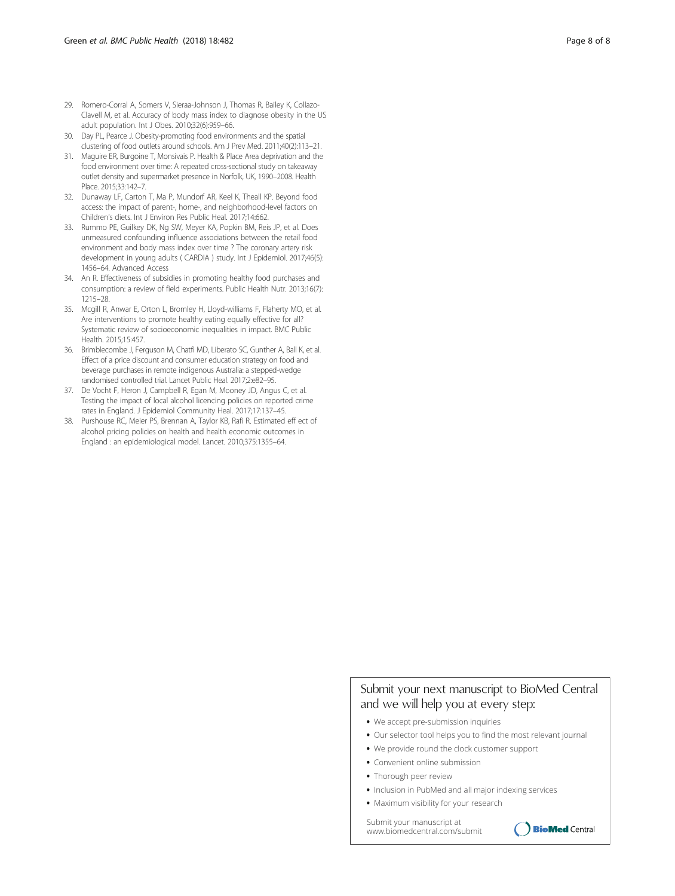29. Romero-Corral A, Somers V, Sieraa-Johnson J, Thomas R, Bailey K, Collazo-Clavell M, et al. Accuracy of body mass index to diagnose obesity in the US adult population. Int J Obes. 2010;32(6):959–66.
30. Day PL, Pearce J. Obesity-promoting food environments and the spatial clustering of food outlets around schools. Am J Prev Med. 2011;40(2):113–21.
31. Maguire ER, Burgoine T, Monsivais P. Health & Place Area deprivation and the food environment over time: A repeated cross-sectional study on takeaway outlet density and supermarket presence in Norfolk, UK, 1990–2008. Health Place. 2015;33:142–7.
32. Dunaway LF, Carton T, Ma P, Mundorf AR, Keel K, Theall KP. Beyond food access: the impact of parent-, home-, and neighborhood-level factors on Children's diets. Int J Environ Res Public Heal. 2017;14:662.
33. Rummo PE, Guilkey DK, Ng SW, Meyer KA, Popkin BM, Reis JP, et al. Does unmeasured confounding influence associations between the retail food environment and body mass index over time ? The coronary artery risk development in young adults ( CARDIA ) study. Int J Epidemiol. 2017;46(5): 1456–64. Advanced Access
34. An R. Effectiveness of subsidies in promoting healthy food purchases and consumption: a review of field experiments. Public Health Nutr. 2013;16(7): 1215–28.
35. Mcgill R, Anwar E, Orton L, Bromley H, Lloyd-williams F, Flaherty MO, et al. Are interventions to promote healthy eating equally effective for all? Systematic review of socioeconomic inequalities in impact. BMC Public Health. 2015;15:457.
36. Brimblecombe J, Ferguson M, Chatfi MD, Liberato SC, Gunther A, Ball K, et al. Effect of a price discount and consumer education strategy on food and beverage purchases in remote indigenous Australia: a stepped-wedge randomised controlled trial. Lancet Public Heal. 2017;2:e82–95.
37. De Vocht F, Heron J, Campbell R, Egan M, Mooney JD, Angus C, et al. Testing the impact of local alcohol licencing policies on reported crime rates in England. J Epidemiol Community Heal. 2017;17:137–45.
38. Purshouse RC, Meier PS, Brennan A, Taylor KB, Rafi R. Estimated eff ect of alcohol pricing policies on health and health economic outcomes in England : an epidemiological model. Lancet. 2010;375:1355–64.